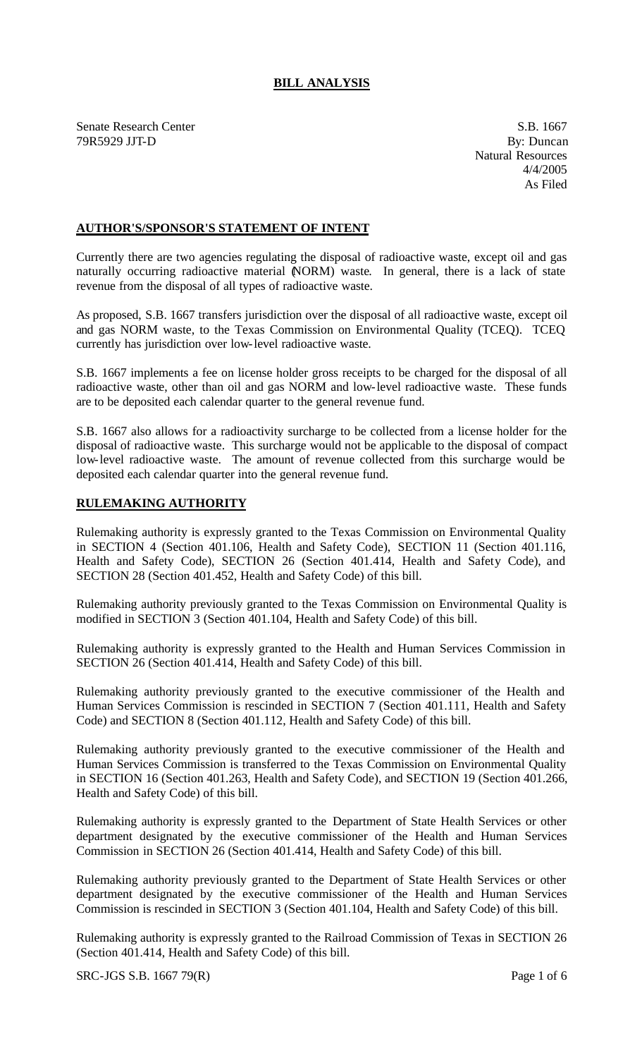# BILL ANALYSIS

Senate Research Center
79R5929 JJT-D

S.B. 1667
By: Duncan
Natural Resources
4/4/2005
As Filed

## AUTHOR'S/SPONSOR'S STATEMENT OF INTENT

Currently there are two agencies regulating the disposal of radioactive waste, except oil and gas naturally occurring radioactive material (NORM) waste. In general, there is a lack of state revenue from the disposal of all types of radioactive waste.

As proposed, S.B. 1667 transfers jurisdiction over the disposal of all radioactive waste, except oil and gas NORM waste, to the Texas Commission on Environmental Quality (TCEQ). TCEQ currently has jurisdiction over low-level radioactive waste.

S.B. 1667 implements a fee on license holder gross receipts to be charged for the disposal of all radioactive waste, other than oil and gas NORM and low-level radioactive waste. These funds are to be deposited each calendar quarter to the general revenue fund.

S.B. 1667 also allows for a radioactivity surcharge to be collected from a license holder for the disposal of radioactive waste. This surcharge would not be applicable to the disposal of compact low-level radioactive waste. The amount of revenue collected from this surcharge would be deposited each calendar quarter into the general revenue fund.

## RULEMAKING AUTHORITY

Rulemaking authority is expressly granted to the Texas Commission on Environmental Quality in SECTION 4 (Section 401.106, Health and Safety Code), SECTION 11 (Section 401.116, Health and Safety Code), SECTION 26 (Section 401.414, Health and Safety Code), and SECTION 28 (Section 401.452, Health and Safety Code) of this bill.

Rulemaking authority previously granted to the Texas Commission on Environmental Quality is modified in SECTION 3 (Section 401.104, Health and Safety Code) of this bill.

Rulemaking authority is expressly granted to the Health and Human Services Commission in SECTION 26 (Section 401.414, Health and Safety Code) of this bill.

Rulemaking authority previously granted to the executive commissioner of the Health and Human Services Commission is rescinded in SECTION 7 (Section 401.111, Health and Safety Code) and SECTION 8 (Section 401.112, Health and Safety Code) of this bill.

Rulemaking authority previously granted to the executive commissioner of the Health and Human Services Commission is transferred to the Texas Commission on Environmental Quality in SECTION 16 (Section 401.263, Health and Safety Code), and SECTION 19 (Section 401.266, Health and Safety Code) of this bill.

Rulemaking authority is expressly granted to the Department of State Health Services or other department designated by the executive commissioner of the Health and Human Services Commission in SECTION 26 (Section 401.414, Health and Safety Code) of this bill.

Rulemaking authority previously granted to the Department of State Health Services or other department designated by the executive commissioner of the Health and Human Services Commission is rescinded in SECTION 3 (Section 401.104, Health and Safety Code) of this bill.

Rulemaking authority is expressly granted to the Railroad Commission of Texas in SECTION 26 (Section 401.414, Health and Safety Code) of this bill.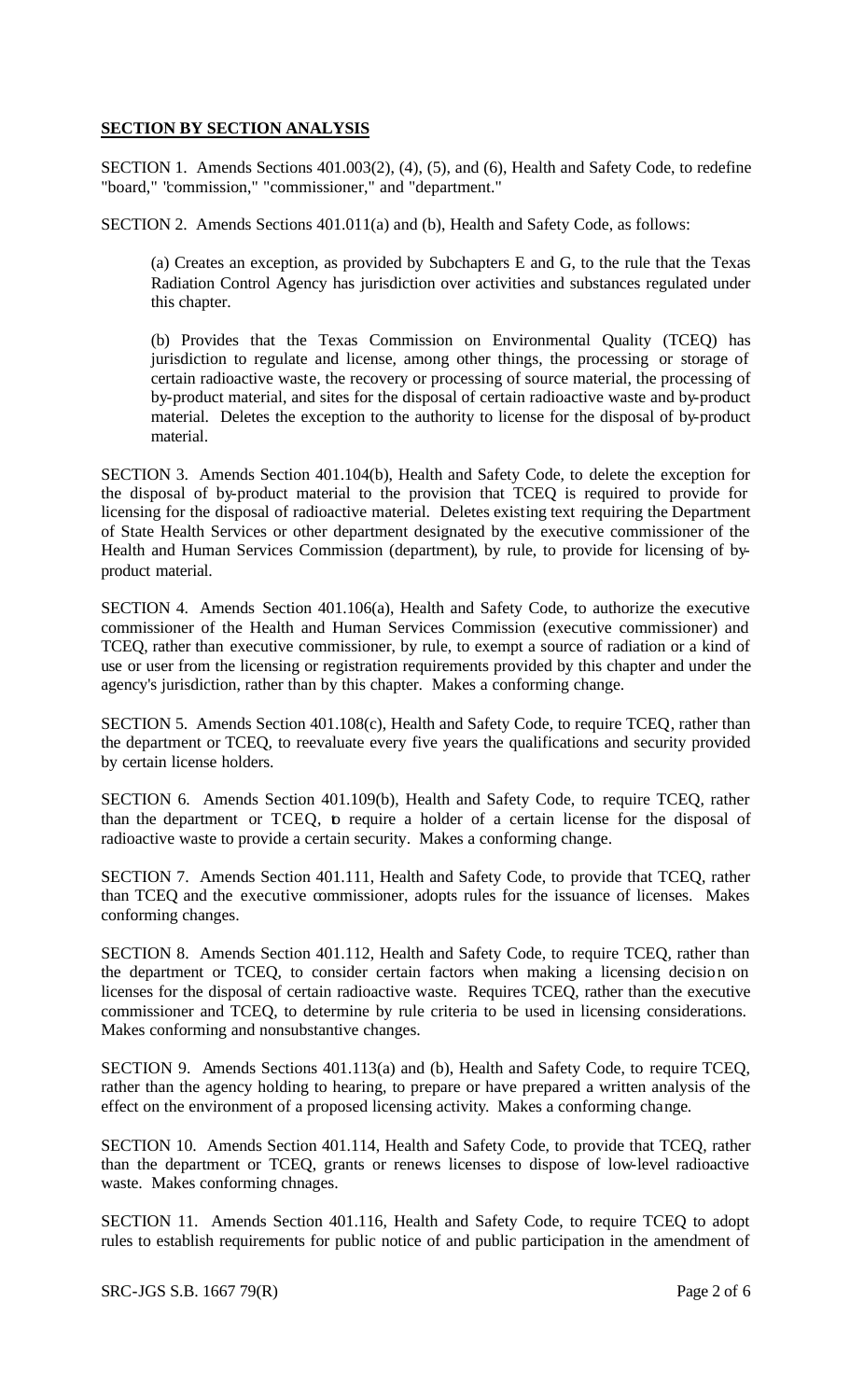## SECTION BY SECTION ANALYSIS

SECTION 1. Amends Sections 401.003(2), (4), (5), and (6), Health and Safety Code, to redefine "board," "commission," "commissioner," and "department."

SECTION 2. Amends Sections 401.011(a) and (b), Health and Safety Code, as follows:

(a) Creates an exception, as provided by Subchapters E and G, to the rule that the Texas Radiation Control Agency has jurisdiction over activities and substances regulated under this chapter.

(b) Provides that the Texas Commission on Environmental Quality (TCEQ) has jurisdiction to regulate and license, among other things, the processing or storage of certain radioactive waste, the recovery or processing of source material, the processing of by-product material, and sites for the disposal of certain radioactive waste and by-product material. Deletes the exception to the authority to license for the disposal of by-product material.

SECTION 3. Amends Section 401.104(b), Health and Safety Code, to delete the exception for the disposal of by-product material to the provision that TCEQ is required to provide for licensing for the disposal of radioactive material. Deletes existing text requiring the Department of State Health Services or other department designated by the executive commissioner of the Health and Human Services Commission (department), by rule, to provide for licensing of by-product material.

SECTION 4. Amends Section 401.106(a), Health and Safety Code, to authorize the executive commissioner of the Health and Human Services Commission (executive commissioner) and TCEQ, rather than executive commissioner, by rule, to exempt a source of radiation or a kind of use or user from the licensing or registration requirements provided by this chapter and under the agency's jurisdiction, rather than by this chapter. Makes a conforming change.

SECTION 5. Amends Section 401.108(c), Health and Safety Code, to require TCEQ, rather than the department or TCEQ, to reevaluate every five years the qualifications and security provided by certain license holders.

SECTION 6. Amends Section 401.109(b), Health and Safety Code, to require TCEQ, rather than the department or TCEQ, to require a holder of a certain license for the disposal of radioactive waste to provide a certain security. Makes a conforming change.

SECTION 7. Amends Section 401.111, Health and Safety Code, to provide that TCEQ, rather than TCEQ and the executive commissioner, adopts rules for the issuance of licenses. Makes conforming changes.

SECTION 8. Amends Section 401.112, Health and Safety Code, to require TCEQ, rather than the department or TCEQ, to consider certain factors when making a licensing decision on licenses for the disposal of certain radioactive waste. Requires TCEQ, rather than the executive commissioner and TCEQ, to determine by rule criteria to be used in licensing considerations. Makes conforming and nonsubstantive changes.

SECTION 9. Amends Sections 401.113(a) and (b), Health and Safety Code, to require TCEQ, rather than the agency holding to hearing, to prepare or have prepared a written analysis of the effect on the environment of a proposed licensing activity. Makes a conforming change.

SECTION 10. Amends Section 401.114, Health and Safety Code, to provide that TCEQ, rather than the department or TCEQ, grants or renews licenses to dispose of low-level radioactive waste. Makes conforming chnages.

SECTION 11. Amends Section 401.116, Health and Safety Code, to require TCEQ to adopt rules to establish requirements for public notice of and public participation in the amendment of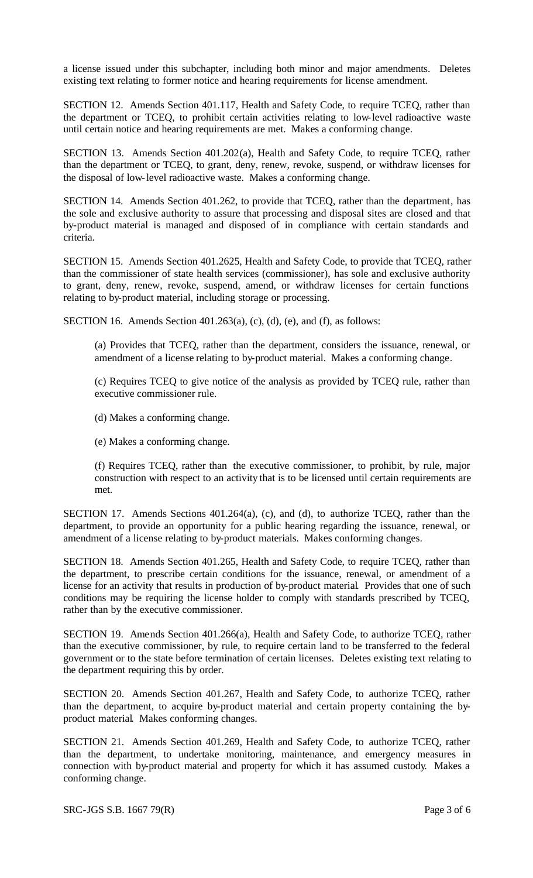a license issued under this subchapter, including both minor and major amendments. Deletes existing text relating to former notice and hearing requirements for license amendment.

SECTION 12. Amends Section 401.117, Health and Safety Code, to require TCEQ, rather than the department or TCEQ, to prohibit certain activities relating to low-level radioactive waste until certain notice and hearing requirements are met. Makes a conforming change.

SECTION 13. Amends Section 401.202(a), Health and Safety Code, to require TCEQ, rather than the department or TCEQ, to grant, deny, renew, revoke, suspend, or withdraw licenses for the disposal of low-level radioactive waste. Makes a conforming change.

SECTION 14. Amends Section 401.262, to provide that TCEQ, rather than the department, has the sole and exclusive authority to assure that processing and disposal sites are closed and that by-product material is managed and disposed of in compliance with certain standards and criteria.

SECTION 15. Amends Section 401.2625, Health and Safety Code, to provide that TCEQ, rather than the commissioner of state health services (commissioner), has sole and exclusive authority to grant, deny, renew, revoke, suspend, amend, or withdraw licenses for certain functions relating to by-product material, including storage or processing.

SECTION 16. Amends Section 401.263(a), (c), (d), (e), and (f), as follows:

(a) Provides that TCEQ, rather than the department, considers the issuance, renewal, or amendment of a license relating to by-product material. Makes a conforming change.

(c) Requires TCEQ to give notice of the analysis as provided by TCEQ rule, rather than executive commissioner rule.

(d) Makes a conforming change.

(e) Makes a conforming change.

(f) Requires TCEQ, rather than the executive commissioner, to prohibit, by rule, major construction with respect to an activity that is to be licensed until certain requirements are met.

SECTION 17. Amends Sections 401.264(a), (c), and (d), to authorize TCEQ, rather than the department, to provide an opportunity for a public hearing regarding the issuance, renewal, or amendment of a license relating to by-product materials. Makes conforming changes.

SECTION 18. Amends Section 401.265, Health and Safety Code, to require TCEQ, rather than the department, to prescribe certain conditions for the issuance, renewal, or amendment of a license for an activity that results in production of by-product material. Provides that one of such conditions may be requiring the license holder to comply with standards prescribed by TCEQ, rather than by the executive commissioner.

SECTION 19. Amends Section 401.266(a), Health and Safety Code, to authorize TCEQ, rather than the executive commissioner, by rule, to require certain land to be transferred to the federal government or to the state before termination of certain licenses. Deletes existing text relating to the department requiring this by order.

SECTION 20. Amends Section 401.267, Health and Safety Code, to authorize TCEQ, rather than the department, to acquire by-product material and certain property containing the by-product material. Makes conforming changes.

SECTION 21. Amends Section 401.269, Health and Safety Code, to authorize TCEQ, rather than the department, to undertake monitoring, maintenance, and emergency measures in connection with by-product material and property for which it has assumed custody. Makes a conforming change.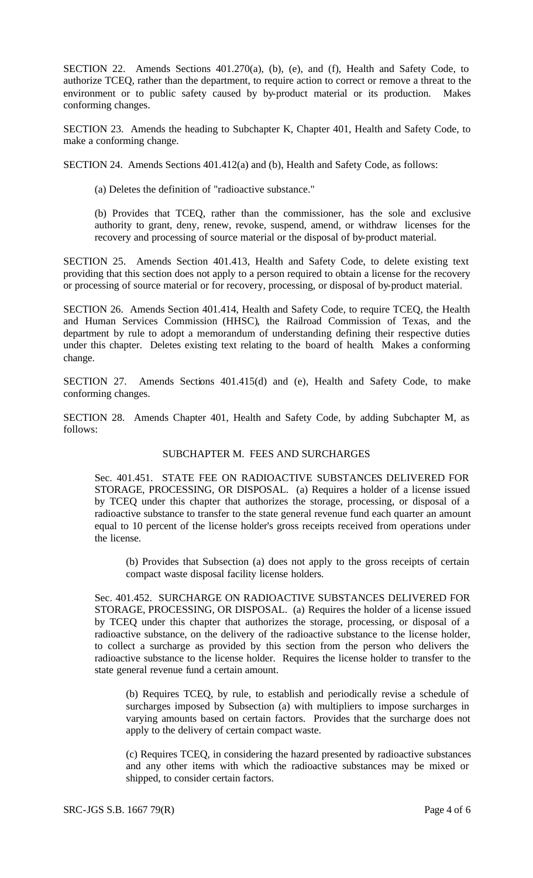SECTION 22. Amends Sections 401.270(a), (b), (e), and (f), Health and Safety Code, to authorize TCEQ, rather than the department, to require action to correct or remove a threat to the environment or to public safety caused by by-product material or its production. Makes conforming changes.

SECTION 23. Amends the heading to Subchapter K, Chapter 401, Health and Safety Code, to make a conforming change.

SECTION 24. Amends Sections 401.412(a) and (b), Health and Safety Code, as follows:

(a) Deletes the definition of "radioactive substance."

(b) Provides that TCEQ, rather than the commissioner, has the sole and exclusive authority to grant, deny, renew, revoke, suspend, amend, or withdraw licenses for the recovery and processing of source material or the disposal of by-product material.

SECTION 25. Amends Section 401.413, Health and Safety Code, to delete existing text providing that this section does not apply to a person required to obtain a license for the recovery or processing of source material or for recovery, processing, or disposal of by-product material.

SECTION 26. Amends Section 401.414, Health and Safety Code, to require TCEQ, the Health and Human Services Commission (HHSC), the Railroad Commission of Texas, and the department by rule to adopt a memorandum of understanding defining their respective duties under this chapter. Deletes existing text relating to the board of health. Makes a conforming change.

SECTION 27. Amends Sections 401.415(d) and (e), Health and Safety Code, to make conforming changes.

SECTION 28. Amends Chapter 401, Health and Safety Code, by adding Subchapter M, as follows:

SUBCHAPTER M. FEES AND SURCHARGES

Sec. 401.451. STATE FEE ON RADIOACTIVE SUBSTANCES DELIVERED FOR STORAGE, PROCESSING, OR DISPOSAL. (a) Requires a holder of a license issued by TCEQ under this chapter that authorizes the storage, processing, or disposal of a radioactive substance to transfer to the state general revenue fund each quarter an amount equal to 10 percent of the license holder's gross receipts received from operations under the license.

(b) Provides that Subsection (a) does not apply to the gross receipts of certain compact waste disposal facility license holders.

Sec. 401.452. SURCHARGE ON RADIOACTIVE SUBSTANCES DELIVERED FOR STORAGE, PROCESSING, OR DISPOSAL. (a) Requires the holder of a license issued by TCEQ under this chapter that authorizes the storage, processing, or disposal of a radioactive substance, on the delivery of the radioactive substance to the license holder, to collect a surcharge as provided by this section from the person who delivers the radioactive substance to the license holder. Requires the license holder to transfer to the state general revenue fund a certain amount.

(b) Requires TCEQ, by rule, to establish and periodically revise a schedule of surcharges imposed by Subsection (a) with multipliers to impose surcharges in varying amounts based on certain factors. Provides that the surcharge does not apply to the delivery of certain compact waste.

(c) Requires TCEQ, in considering the hazard presented by radioactive substances and any other items with which the radioactive substances may be mixed or shipped, to consider certain factors.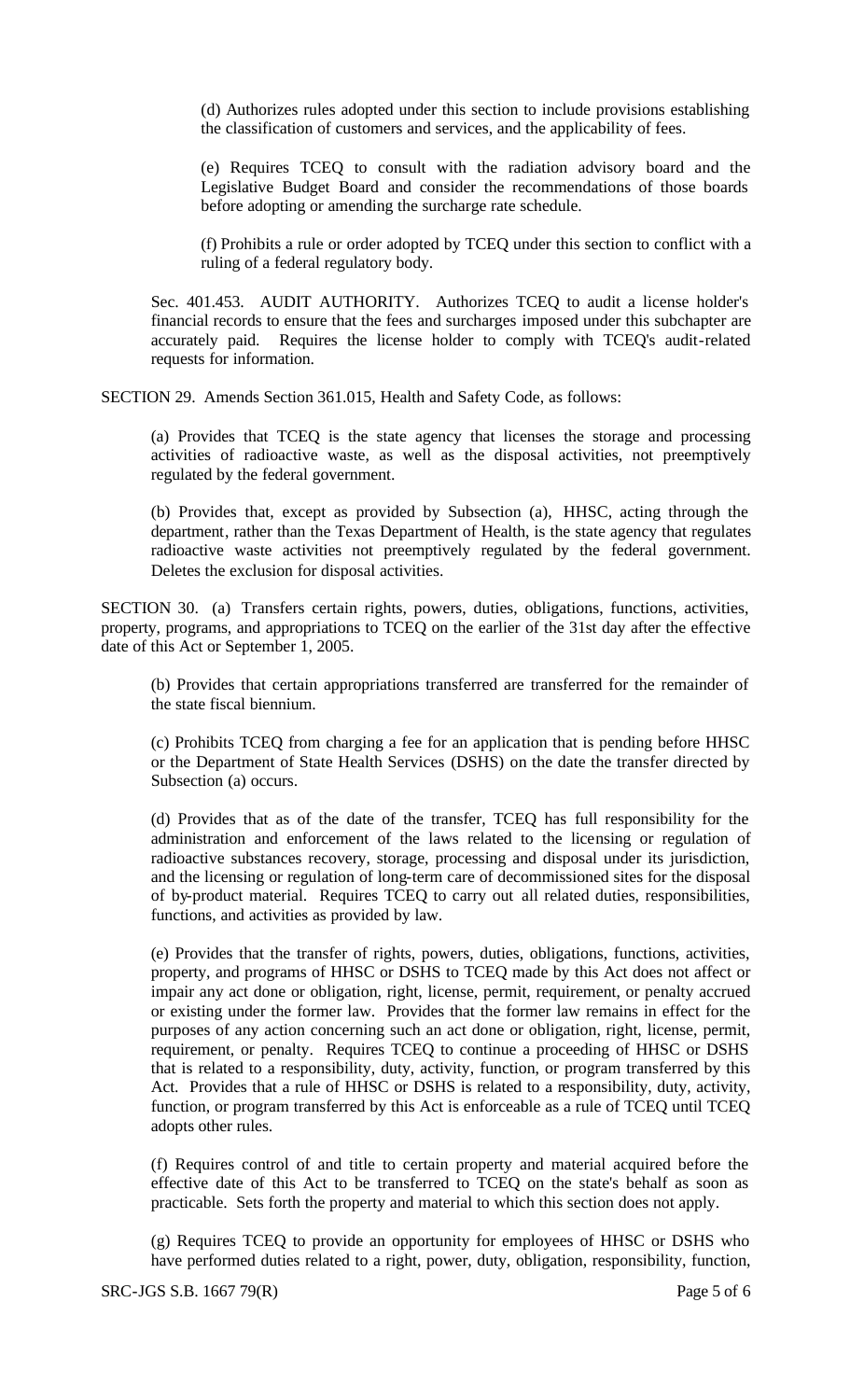(d) Authorizes rules adopted under this section to include provisions establishing the classification of customers and services, and the applicability of fees.

(e) Requires TCEQ to consult with the radiation advisory board and the Legislative Budget Board and consider the recommendations of those boards before adopting or amending the surcharge rate schedule.

(f) Prohibits a rule or order adopted by TCEQ under this section to conflict with a ruling of a federal regulatory body.

Sec. 401.453. AUDIT AUTHORITY. Authorizes TCEQ to audit a license holder's financial records to ensure that the fees and surcharges imposed under this subchapter are accurately paid. Requires the license holder to comply with TCEQ's audit-related requests for information.

SECTION 29. Amends Section 361.015, Health and Safety Code, as follows:

(a) Provides that TCEQ is the state agency that licenses the storage and processing activities of radioactive waste, as well as the disposal activities, not preemptively regulated by the federal government.

(b) Provides that, except as provided by Subsection (a), HHSC, acting through the department, rather than the Texas Department of Health, is the state agency that regulates radioactive waste activities not preemptively regulated by the federal government. Deletes the exclusion for disposal activities.

SECTION 30. (a) Transfers certain rights, powers, duties, obligations, functions, activities, property, programs, and appropriations to TCEQ on the earlier of the 31st day after the effective date of this Act or September 1, 2005.

(b) Provides that certain appropriations transferred are transferred for the remainder of the state fiscal biennium.

(c) Prohibits TCEQ from charging a fee for an application that is pending before HHSC or the Department of State Health Services (DSHS) on the date the transfer directed by Subsection (a) occurs.

(d) Provides that as of the date of the transfer, TCEQ has full responsibility for the administration and enforcement of the laws related to the licensing or regulation of radioactive substances recovery, storage, processing and disposal under its jurisdiction, and the licensing or regulation of long-term care of decommissioned sites for the disposal of by-product material. Requires TCEQ to carry out all related duties, responsibilities, functions, and activities as provided by law.

(e) Provides that the transfer of rights, powers, duties, obligations, functions, activities, property, and programs of HHSC or DSHS to TCEQ made by this Act does not affect or impair any act done or obligation, right, license, permit, requirement, or penalty accrued or existing under the former law. Provides that the former law remains in effect for the purposes of any action concerning such an act done or obligation, right, license, permit, requirement, or penalty. Requires TCEQ to continue a proceeding of HHSC or DSHS that is related to a responsibility, duty, activity, function, or program transferred by this Act. Provides that a rule of HHSC or DSHS is related to a responsibility, duty, activity, function, or program transferred by this Act is enforceable as a rule of TCEQ until TCEQ adopts other rules.

(f) Requires control of and title to certain property and material acquired before the effective date of this Act to be transferred to TCEQ on the state's behalf as soon as practicable. Sets forth the property and material to which this section does not apply.

(g) Requires TCEQ to provide an opportunity for employees of HHSC or DSHS who have performed duties related to a right, power, duty, obligation, responsibility, function,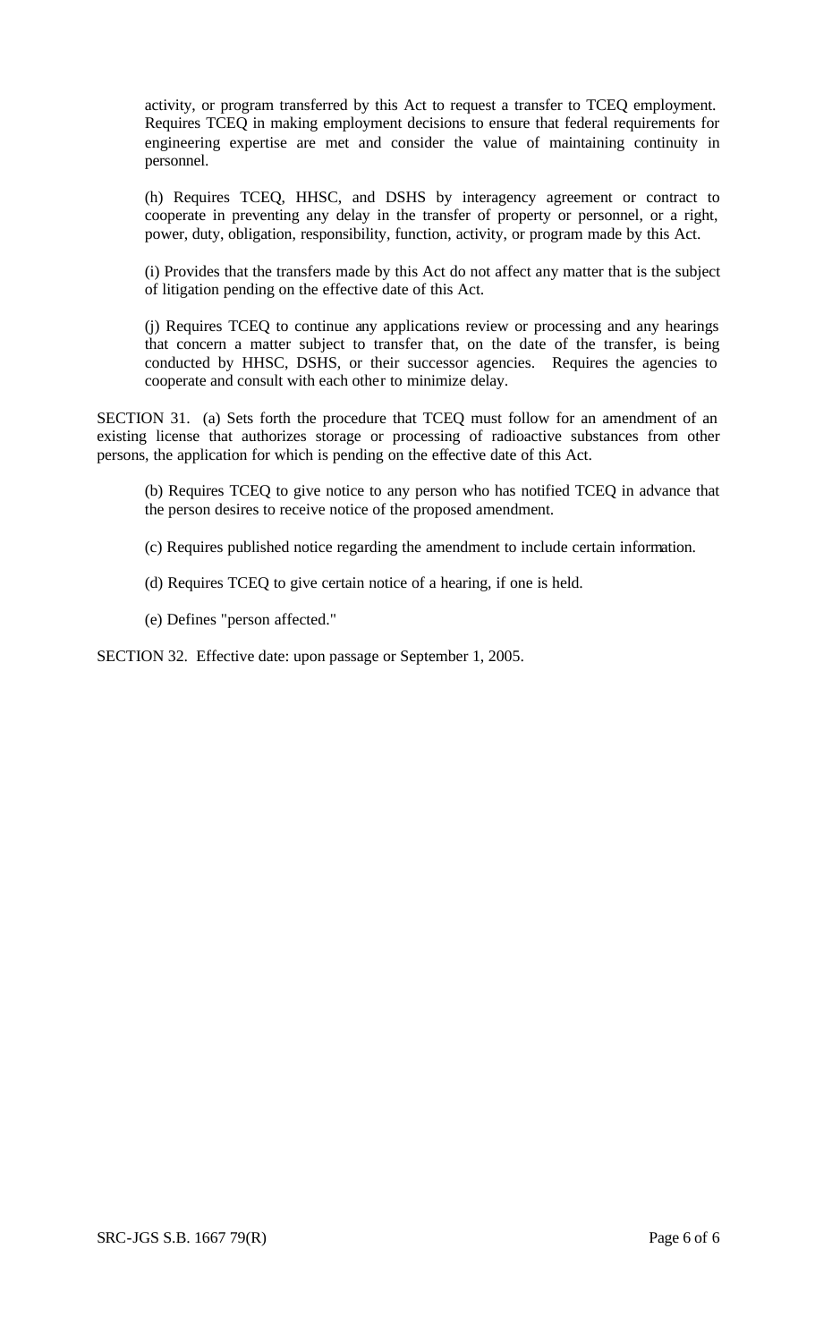activity, or program transferred by this Act to request a transfer to TCEQ employment. Requires TCEQ in making employment decisions to ensure that federal requirements for engineering expertise are met and consider the value of maintaining continuity in personnel.

(h) Requires TCEQ, HHSC, and DSHS by interagency agreement or contract to cooperate in preventing any delay in the transfer of property or personnel, or a right, power, duty, obligation, responsibility, function, activity, or program made by this Act.

(i) Provides that the transfers made by this Act do not affect any matter that is the subject of litigation pending on the effective date of this Act.

(j) Requires TCEQ to continue any applications review or processing and any hearings that concern a matter subject to transfer that, on the date of the transfer, is being conducted by HHSC, DSHS, or their successor agencies. Requires the agencies to cooperate and consult with each other to minimize delay.

SECTION 31. (a) Sets forth the procedure that TCEQ must follow for an amendment of an existing license that authorizes storage or processing of radioactive substances from other persons, the application for which is pending on the effective date of this Act.

(b) Requires TCEQ to give notice to any person who has notified TCEQ in advance that the person desires to receive notice of the proposed amendment.

(c) Requires published notice regarding the amendment to include certain information.

(d) Requires TCEQ to give certain notice of a hearing, if one is held.

(e) Defines "person affected."

SECTION 32. Effective date: upon passage or September 1, 2005.